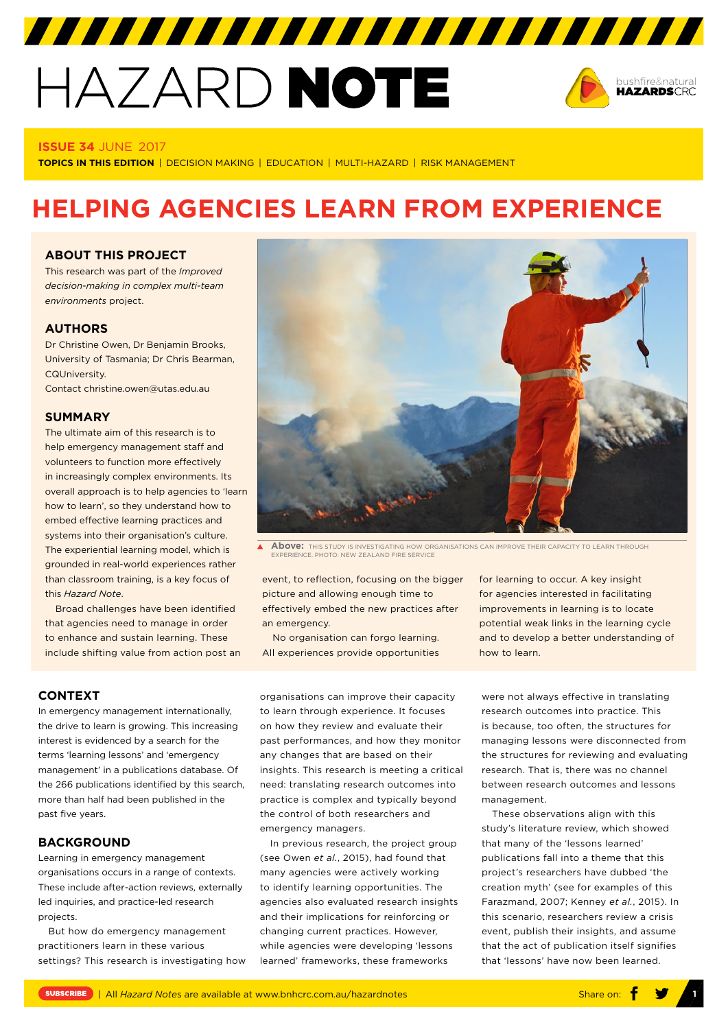# HAZARD NOTE

**ISSUE 34** JUNE 2017

**TOPICS IN THIS EDITION** | DECISION MAKING | EDUCATION | MULTI-HAZARD | RISK MANAGEMENT

# HELPING AGENCIES LEARN FROM EXPERIENCE

## ABOUT THIS PROJECT

This research was part of the *Improved decision-making in complex multi-team environments* project.

## AUTHORS

Dr Christine Owen, Dr Benjamin Brooks, University of Tasmania; Dr Chris Bearman, CQUniversity.
Contact christine.owen@utas.edu.au

## SUMMARY

The ultimate aim of this research is to help emergency management staff and volunteers to function more effectively in increasingly complex environments. Its overall approach is to help agencies to 'learn how to learn', so they understand how to embed effective learning practices and systems into their organisation's culture. The experiential learning model, which is grounded in real-world experiences rather than classroom training, is a key focus of this *Hazard Note*.

Broad challenges have been identified that agencies need to manage in order to enhance and sustain learning. These include shifting value from action post an event, to reflection, focusing on the bigger picture and allowing enough time to effectively embed the new practices after an emergency.

No organisation can forgo learning. All experiences provide opportunities for learning to occur. A key insight for agencies interested in facilitating improvements in learning is to locate potential weak links in the learning cycle and to develop a better understanding of how to learn.

**Above:** THIS STUDY IS INVESTIGATING HOW ORGANISATIONS CAN IMPROVE THEIR CAPACITY TO LEARN THROUGH EXPERIENCE. PHOTO: NEW ZEALAND FIRE SERVICE

## CONTEXT

In emergency management internationally, the drive to learn is growing. This increasing interest is evidenced by a search for the terms 'learning lessons' and 'emergency management' in a publications database. Of the 266 publications identified by this search, more than half had been published in the past five years.

## BACKGROUND

Learning in emergency management organisations occurs in a range of contexts. These include after-action reviews, externally led inquiries, and practice-led research projects.

But how do emergency management practitioners learn in these various settings? This research is investigating how organisations can improve their capacity to learn through experience. It focuses on how they review and evaluate their past performances, and how they monitor any changes that are based on their insights. This research is meeting a critical need: translating research outcomes into practice is complex and typically beyond the control of both researchers and emergency managers.

In previous research, the project group (see Owen *et al.*, 2015), had found that many agencies were actively working to identify learning opportunities. The agencies also evaluated research insights and their implications for reinforcing or changing current practices. However, while agencies were developing 'lessons learned' frameworks, these frameworks were not always effective in translating research outcomes into practice. This is because, too often, the structures for managing lessons were disconnected from the structures for reviewing and evaluating research. That is, there was no channel between research outcomes and lessons management.

These observations align with this study's literature review, which showed that many of the 'lessons learned' publications fall into a theme that this project's researchers have dubbed 'the creation myth' (see for examples of this Farazmand, 2007; Kenney *et al.*, 2015). In this scenario, researchers review a crisis event, publish their insights, and assume that the act of publication itself signifies that 'lessons' have now been learned.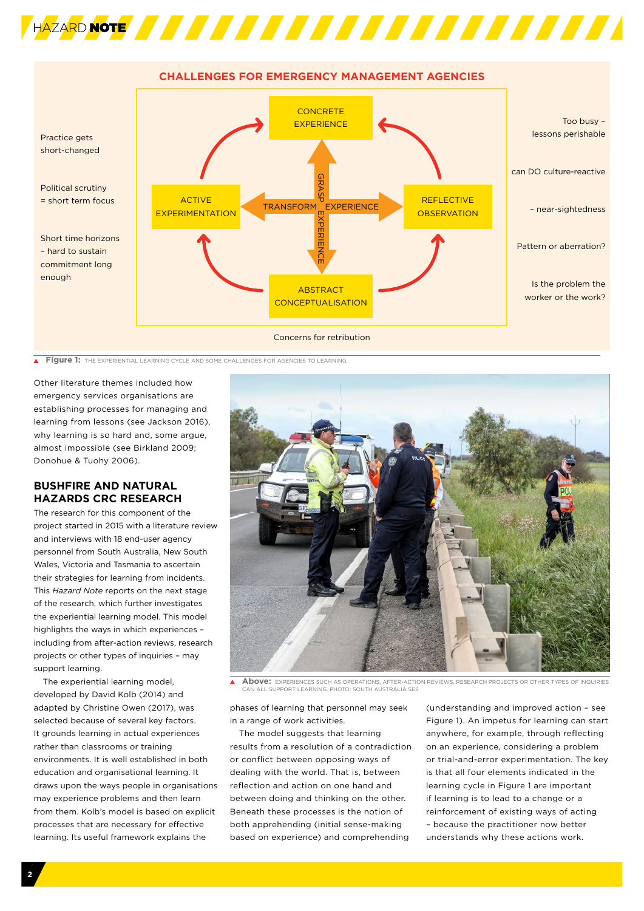## CHALLENGES FOR EMERGENCY MANAGEMENT AGENCIES

Practice gets short-changed

Political scrutiny = short term focus

Short time horizons – hard to sustain commitment long enough

CONCRETE EXPERIENCE

ACTIVE EXPERIMENTATION

TRANSFORM EXPERIENCE

GRASP EXPERIENCE

REFLECTIVE OBSERVATION

ABSTRACT CONCEPTUALISATION

Too busy – lessons perishable

can DO culture-reactive

– near-sightedness

Pattern or aberration?

Is the problem the worker or the work?

Concerns for retribution

**Figure 1:** THE EXPERIENTIAL LEARNING CYCLE AND SOME CHALLENGES FOR AGENCIES TO LEARNING.

Other literature themes included how emergency services organisations are establishing processes for managing and learning from lessons (see Jackson 2016), why learning is so hard and, some argue, almost impossible (see Birkland 2009; Donohue & Tuohy 2006).

## BUSHFIRE AND NATURAL HAZARDS CRC RESEARCH

The research for this component of the project started in 2015 with a literature review and interviews with 18 end-user agency personnel from South Australia, New South Wales, Victoria and Tasmania to ascertain their strategies for learning from incidents. This *Hazard Note* reports on the next stage of the research, which further investigates the experiential learning model. This model highlights the ways in which experiences – including from after-action reviews, research projects or other types of inquiries – may support learning.

The experiential learning model, developed by David Kolb (2014) and adapted by Christine Owen (2017), was selected because of several key factors. It grounds learning in actual experiences rather than classrooms or training environments. It is well established in both education and organisational learning. It draws upon the ways people in organisations may experience problems and then learn from them. Kolb's model is based on explicit processes that are necessary for effective learning. Its useful framework explains the phases of learning that personnel may seek in a range of work activities.

The model suggests that learning results from a resolution of a contradiction or conflict between opposing ways of dealing with the world. That is, between reflection and action on one hand and between doing and thinking on the other. Beneath these processes is the notion of both apprehending (initial sense-making based on experience) and comprehending (understanding and improved action – see Figure 1). An impetus for learning can start anywhere, for example, through reflecting on an experience, considering a problem or trial-and-error experimentation. The key is that all four elements indicated in the learning cycle in Figure 1 are important if learning is to lead to a change or a reinforcement of existing ways of acting – because the practitioner now better understands why these actions work.

**Above:** EXPERIENCES SUCH AS OPERATIONS, AFTER-ACTION REVIEWS, RESEARCH PROJECTS OR OTHER TYPES OF INQUIRIES CAN ALL SUPPORT LEARNING. PHOTO: SOUTH AUSTRALIA SES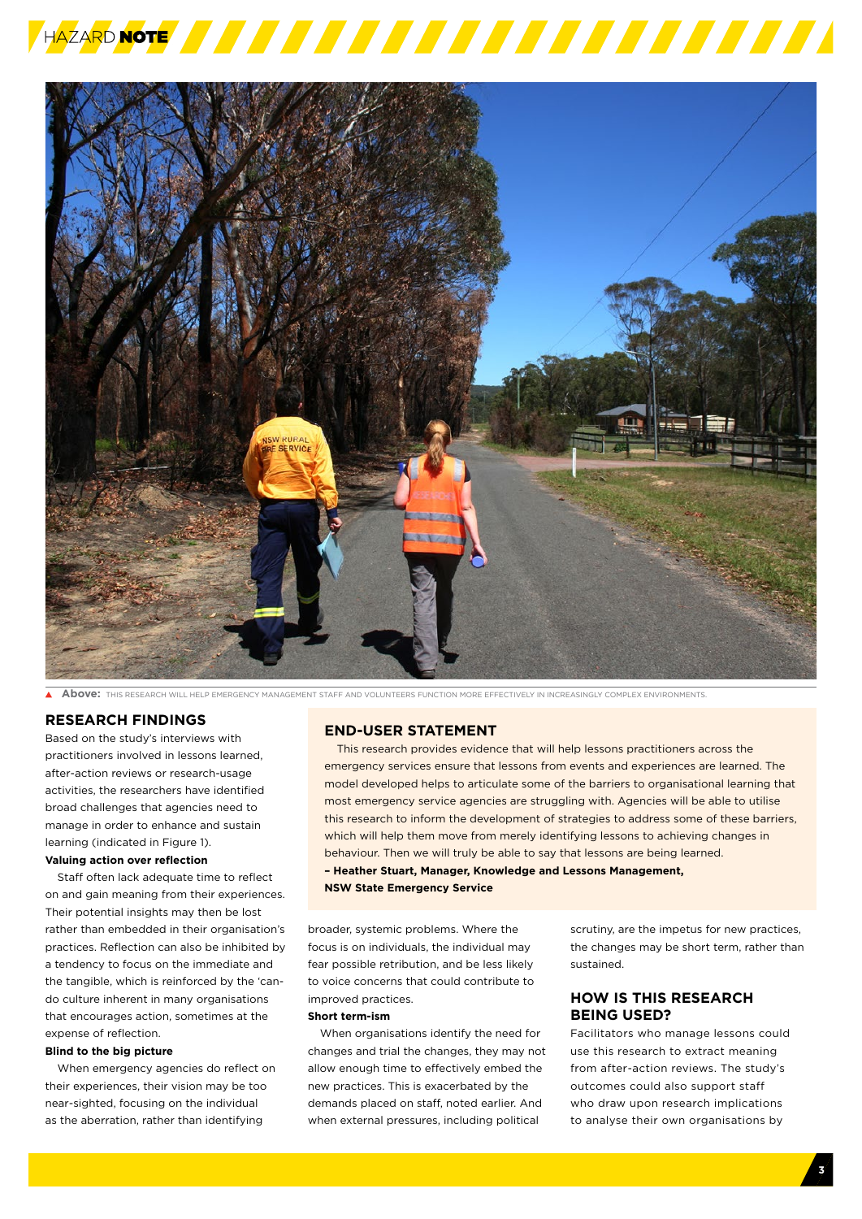**Above:** THIS RESEARCH WILL HELP EMERGENCY MANAGEMENT STAFF AND VOLUNTEERS FUNCTION MORE EFFECTIVELY IN INCREASINGLY COMPLEX ENVIRONMENTS.

## RESEARCH FINDINGS

Based on the study's interviews with practitioners involved in lessons learned, after-action reviews or research-usage activities, the researchers have identified broad challenges that agencies need to manage in order to enhance and sustain learning (indicated in Figure 1).

**Valuing action over reflection**

Staff often lack adequate time to reflect on and gain meaning from their experiences. Their potential insights may then be lost rather than embedded in their organisation's practices. Reflection can also be inhibited by a tendency to focus on the immediate and the tangible, which is reinforced by the 'can-do culture inherent in many organisations that encourages action, sometimes at the expense of reflection.

**Blind to the big picture**

When emergency agencies do reflect on their experiences, their vision may be too near-sighted, focusing on the individual as the aberration, rather than identifying broader, systemic problems. Where the focus is on individuals, the individual may fear possible retribution, and be less likely to voice concerns that could contribute to improved practices.

**Short term-ism**

When organisations identify the need for changes and trial the changes, they may not allow enough time to effectively embed the new practices. This is exacerbated by the demands placed on staff, noted earlier. And when external pressures, including political scrutiny, are the impetus for new practices, the changes may be short term, rather than sustained.

## END-USER STATEMENT

This research provides evidence that will help lessons practitioners across the emergency services ensure that lessons from events and experiences are learned. The model developed helps to articulate some of the barriers to organisational learning that most emergency service agencies are struggling with. Agencies will be able to utilise this research to inform the development of strategies to address some of these barriers, which will help them move from merely identifying lessons to achieving changes in behaviour. Then we will truly be able to say that lessons are being learned.

**– Heather Stuart, Manager, Knowledge and Lessons Management, NSW State Emergency Service**

## HOW IS THIS RESEARCH BEING USED?

Facilitators who manage lessons could use this research to extract meaning from after-action reviews. The study's outcomes could also support staff who draw upon research implications to analyse their own organisations by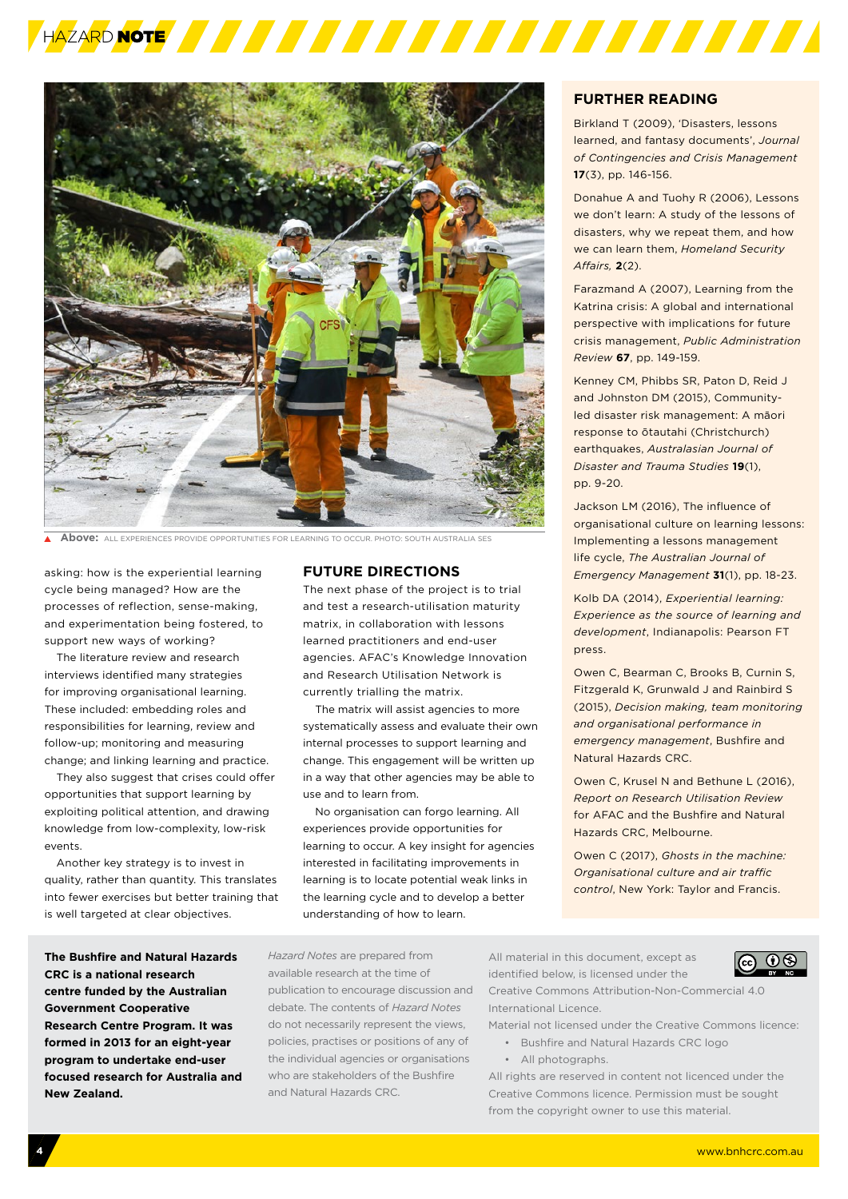Above: ALL EXPERIENCES PROVIDE OPPORTUNITIES FOR LEARNING TO OCCUR. PHOTO: SOUTH AUSTRALIA SES

asking: how is the experiential learning cycle being managed? How are the processes of reflection, sense-making, and experimentation being fostered, to support new ways of working?

The literature review and research interviews identified many strategies for improving organisational learning. These included: embedding roles and responsibilities for learning, review and follow-up; monitoring and measuring change; and linking learning and practice.

They also suggest that crises could offer opportunities that support learning by exploiting political attention, and drawing knowledge from low-complexity, low-risk events.

Another key strategy is to invest in quality, rather than quantity. This translates into fewer exercises but training that is well targeted at clear objectives.

## FUTURE DIRECTIONS

The next phase of the project is to trial and test a research-utilisation maturity matrix, in collaboration with lessons learned practitioners and end-user agencies. AFAC's Knowledge Innovation and Research Utilisation Network is currently trialling the matrix.

The matrix will assist agencies to more systematically assess and evaluate their own internal processes to support learning and change. This engagement will be written up in a way that other agencies may be able to use and to learn from.

No organisation can forgo learning. All experiences provide opportunities for learning to occur. A key insight for agencies interested in facilitating improvements in learning is to locate potential weak links in the learning cycle and to develop a better understanding of how to learn.

## FURTHER READING

Birkland T (2009), 'Disasters, lessons learned, and fantasy documents', *Journal of Contingencies and Crisis Management* **17**(3), pp. 146-156.

Donahue A and Tuohy R (2006), Lessons we don't learn: A study of the lessons of disasters, why we repeat them, and how we can learn them, *Homeland Security Affairs,* **2**(2).

Farazmand A (2007), Learning from the Katrina crisis: A global and international perspective with implications for future crisis management, *Public Administration Review* **67**, pp. 149-159.

Kenney CM, Phibbs SR, Paton D, Reid J and Johnston DM (2015), Community-led disaster risk management: A māori response to ōtautahi (Christchurch) earthquakes, *Australasian Journal of Disaster and Trauma Studies* **19**(1), pp. 9-20.

Jackson LM (2016), The influence of organisational culture on learning lessons: Implementing a lessons management life cycle, *The Australian Journal of Emergency Management* **31**(1), pp. 18-23.

Kolb DA (2014), *Experiential learning: Experience as the source of learning and development*, Indianapolis: Pearson FT press.

Owen C, Bearman C, Brooks B, Curnin S, Fitzgerald K, Grunwald J and Rainbird S (2015), *Decision making, team monitoring and organisational performance in emergency management*, Bushfire and Natural Hazards CRC.

Owen C, Krusel N and Bethune L (2016), *Report on Research Utilisation Review* for AFAC and the Bushfire and Natural Hazards CRC, Melbourne.

Owen C (2017), *Ghosts in the machine: Organisational culture and air traffic control*, New York: Taylor and Francis.

**The Bushfire and Natural Hazards CRC is a national research centre funded by the Australian Government Cooperative Research Centre Program. It was formed in 2013 for an eight-year program to undertake end-user focused research for Australia and New Zealand.**

*Hazard Notes* are prepared from available research at the time of publication to encourage discussion and debate. The contents of *Hazard Notes* do not necessarily represent the views, policies, practises or positions of any of the individual agencies or organisations who are stakeholders of the Bushfire and Natural Hazards CRC.

All material in this document, except as identified below, is licensed under the Creative Commons Attribution-Non-Commercial 4.0 International Licence.

Material not licensed under the Creative Commons licence:

- Bushfire and Natural Hazards CRC logo
- All photographs.

All rights are reserved in content not licenced under the Creative Commons licence. Permission must be sought from the copyright owner to use this material.

www.bnhcrc.com.au